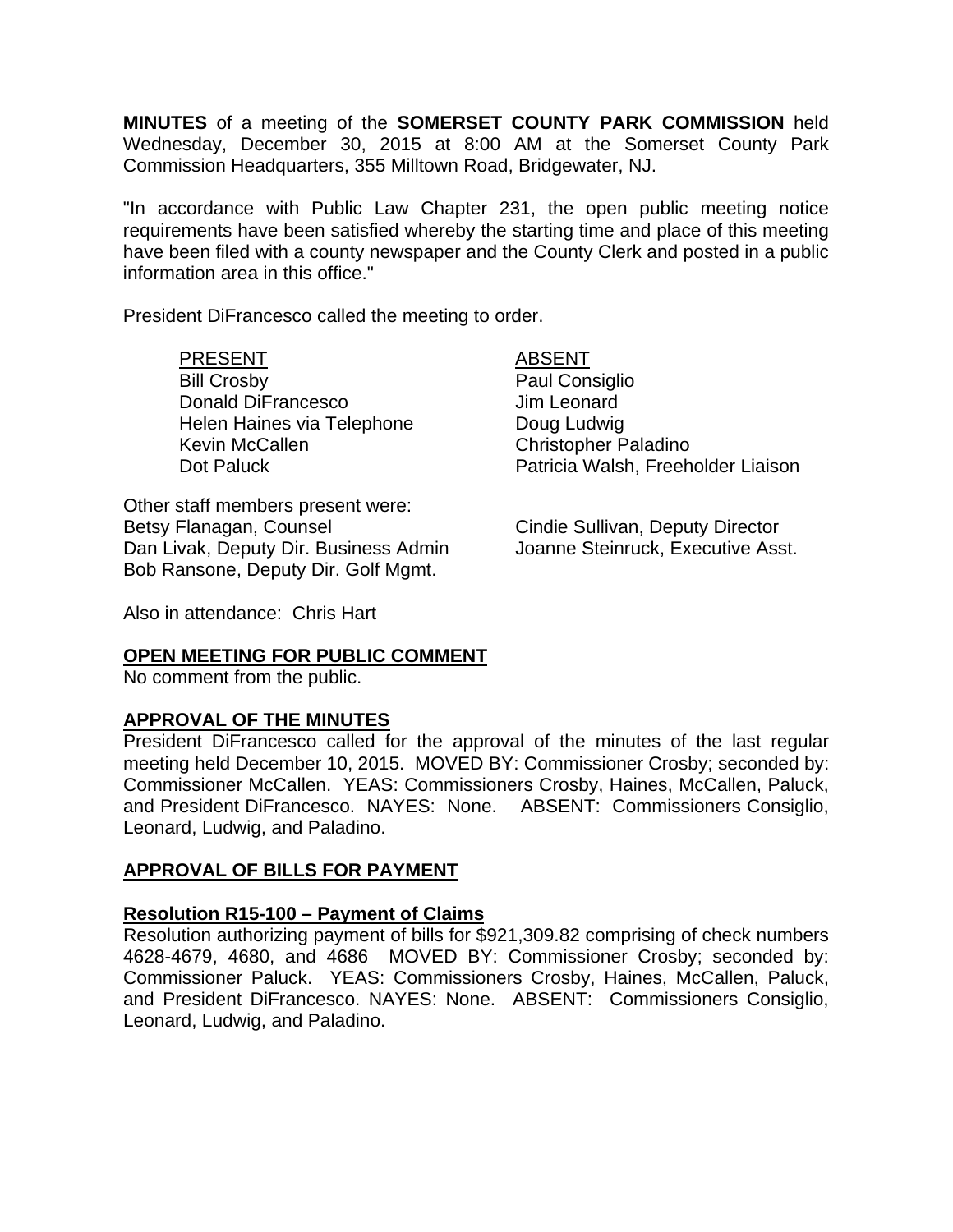**MINUTES** of a meeting of the **SOMERSET COUNTY PARK COMMISSION** held Wednesday, December 30, 2015 at 8:00 AM at the Somerset County Park Commission Headquarters, 355 Milltown Road, Bridgewater, NJ.

"In accordance with Public Law Chapter 231, the open public meeting notice requirements have been satisfied whereby the starting time and place of this meeting have been filed with a county newspaper and the County Clerk and posted in a public information area in this office."

President DiFrancesco called the meeting to order.

| PRESENT | ABSENT |
| --- | --- |
| Bill Crosby | Paul Consiglio |
| Donald DiFrancesco | Jim Leonard |
| Helen Haines via Telephone | Doug Ludwig |
| Kevin McCallen | Christopher Paladino |
| Dot Paluck | Patricia Walsh, Freeholder Liaison |

Other staff members present were:

| | |
| --- | --- |
| Betsy Flanagan, Counsel | Cindie Sullivan, Deputy Director |
| Dan Livak, Deputy Dir. Business Admin | Joanne Steinruck, Executive Asst. |
| Bob Ransone, Deputy Dir. Golf Mgmt. | |

Also in attendance: Chris Hart

**OPEN MEETING FOR PUBLIC COMMENT**

No comment from the public.

**APPROVAL OF THE MINUTES**

President DiFrancesco called for the approval of the minutes of the last regular meeting held December 10, 2015. MOVED BY: Commissioner Crosby; seconded by: Commissioner McCallen. YEAS: Commissioners Crosby, Haines, McCallen, Paluck, and President DiFrancesco. NAYES: None. ABSENT: Commissioners Consiglio, Leonard, Ludwig, and Paladino.

**APPROVAL OF BILLS FOR PAYMENT**

**Resolution R15-100 – Payment of Claims**

Resolution authorizing payment of bills for $921,309.82 comprising of check numbers 4628-4679, 4680, and 4686 MOVED BY: Commissioner Crosby; seconded by: Commissioner Paluck. YEAS: Commissioners Crosby, Haines, McCallen, Paluck, and President DiFrancesco. NAYES: None. ABSENT: Commissioners Consiglio, Leonard, Ludwig, and Paladino.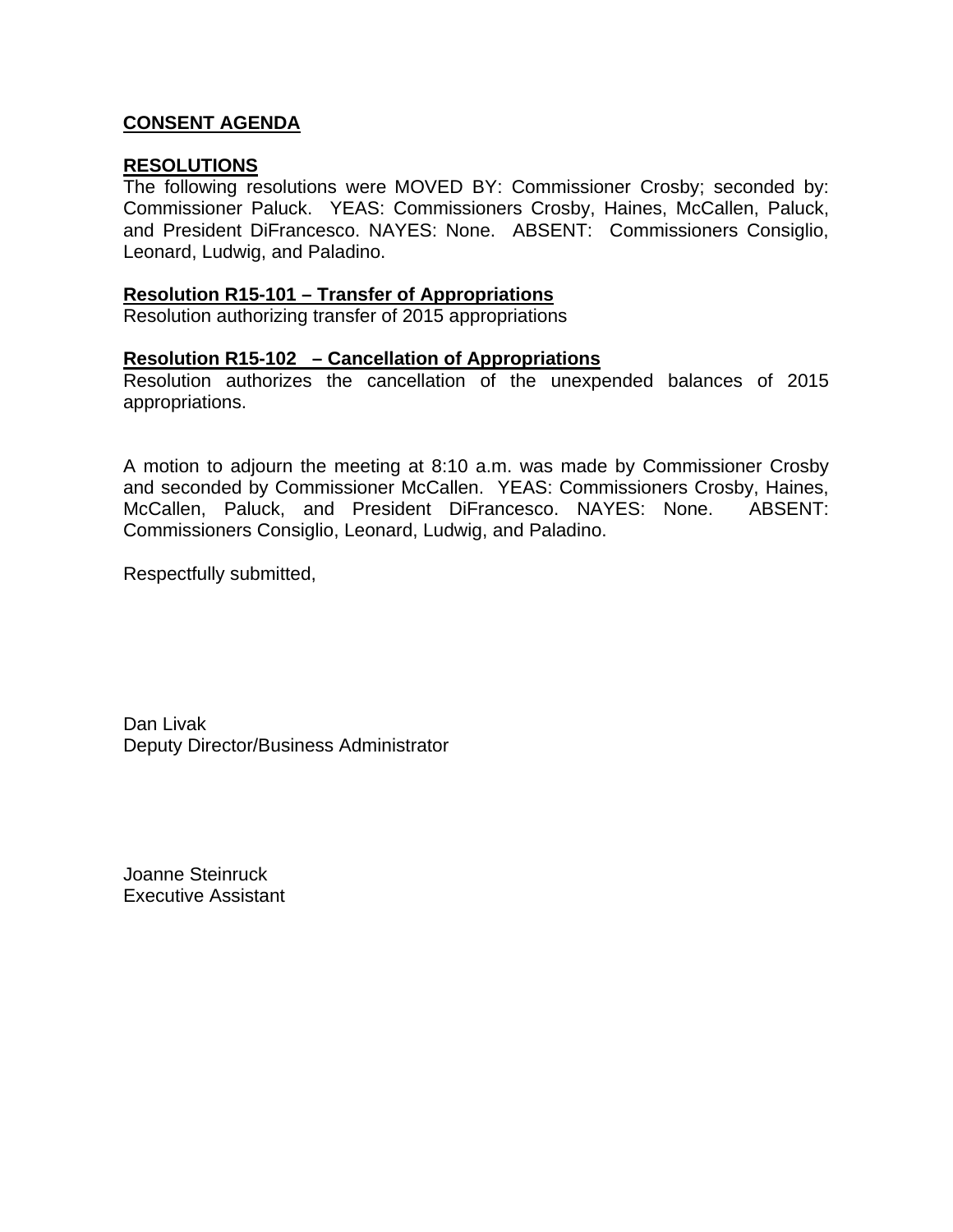**CONSENT AGENDA**

**RESOLUTIONS**

The following resolutions were MOVED BY: Commissioner Crosby; seconded by: Commissioner Paluck. YEAS: Commissioners Crosby, Haines, McCallen, Paluck, and President DiFrancesco. NAYES: None. ABSENT: Commissioners Consiglio, Leonard, Ludwig, and Paladino.

**Resolution R15-101 – Transfer of Appropriations**

Resolution authorizing transfer of 2015 appropriations

**Resolution R15-102 – Cancellation of Appropriations**

Resolution authorizes the cancellation of the unexpended balances of 2015 appropriations.

A motion to adjourn the meeting at 8:10 a.m. was made by Commissioner Crosby and seconded by Commissioner McCallen. YEAS: Commissioners Crosby, Haines, McCallen, Paluck, and President DiFrancesco. NAYES: None. ABSENT: Commissioners Consiglio, Leonard, Ludwig, and Paladino.

Respectfully submitted,

Dan Livak
Deputy Director/Business Administrator

Joanne Steinruck
Executive Assistant